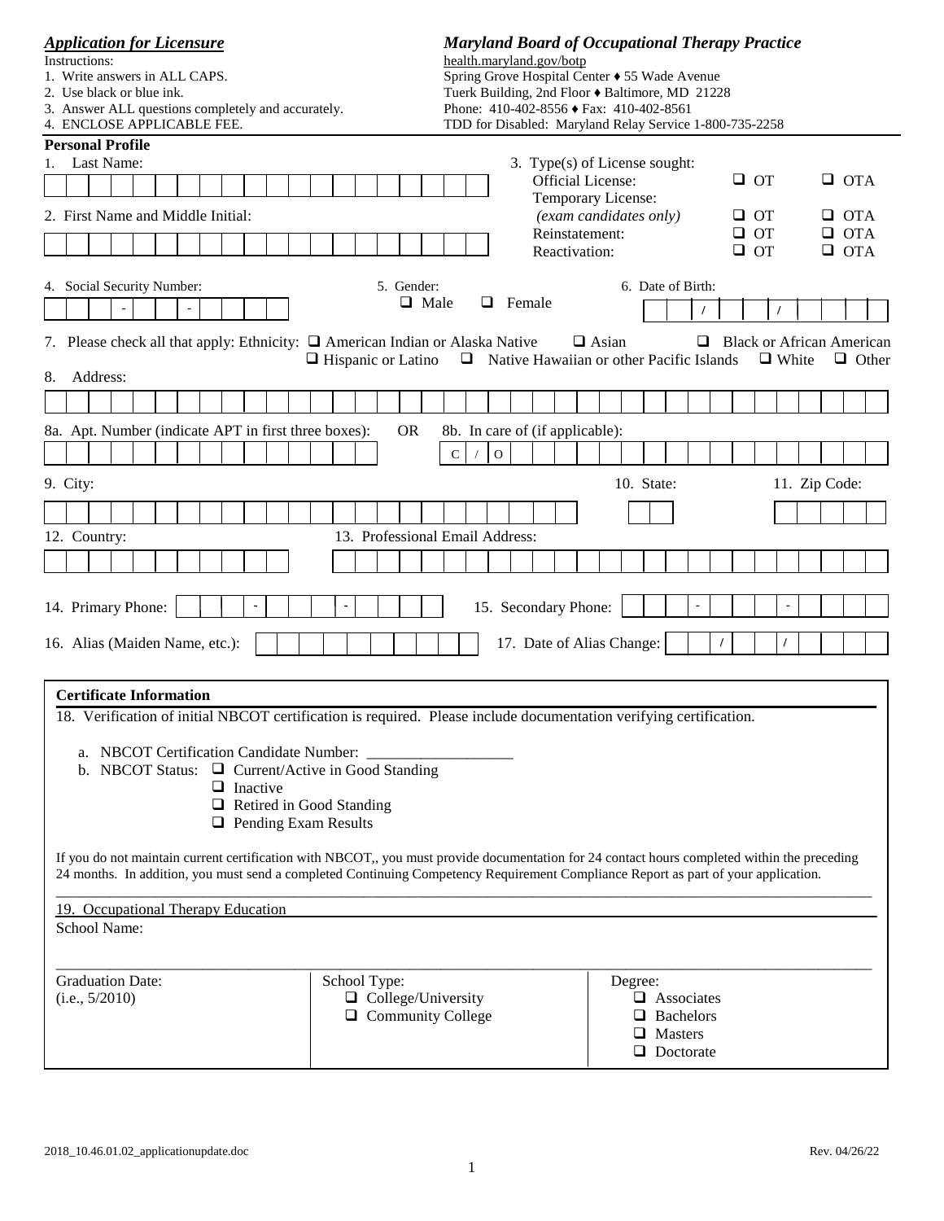***Application for Licensure***

Instructions:
1. Write answers in ALL CAPS.
2. Use black or blue ink.
3. Answer ALL questions completely and accurately.
4. ENCLOSE APPLICABLE FEE.

***Maryland Board of Occupational Therapy Practice***

health.maryland.gov/botp
Spring Grove Hospital Center ♦ 55 Wade Avenue
Tuerk Building, 2nd Floor ♦ Baltimore, MD 21228
Phone: 410-402-8556 ♦ Fax: 410-402-8561
TDD for Disabled: Maryland Relay Service 1-800-735-2258

**Personal Profile**

1. Last Name:

2. First Name and Middle Initial:

3. Type(s) of License sought:

| | | |
|---|---|---|
| Official License: | ❑ OT | ❑ OTA |
| Temporary License: *(exam candidates only)* | ❑ OT | ❑ OTA |
| Reinstatement: | ❑ OT | ❑ OTA |
| Reactivation: | ❑ OT | ❑ OTA |

4. Social Security Number: \_\_\_ - \_\_ - \_\_\_\_

5. Gender: ❑ Male ❑ Female

6. Date of Birth: \_\_ / \_\_ / \_\_\_\_

7. Please check all that apply: Ethnicity: ❑ American Indian or Alaska Native ❑ Asian ❑ Black or African American ❑ Hispanic or Latino ❑ Native Hawaiian or other Pacific Islands ❑ White ❑ Other

8. Address:

8a. Apt. Number (indicate APT in first three boxes): OR 8b. In care of (if applicable): C / O

9. City:

10. State:

11. Zip Code:

12. Country:

13. Professional Email Address:

14. Primary Phone: \_\_\_ - \_\_\_ - \_\_\_\_

15. Secondary Phone: \_\_\_ - \_\_\_ - \_\_\_\_

16. Alias (Maiden Name, etc.):

17. Date of Alias Change: \_\_ / \_\_ / \_\_\_\_

**Certificate Information**

18. Verification of initial NBCOT certification is required. Please include documentation verifying certification.

a. NBCOT Certification Candidate Number: \_\_\_\_\_\_\_\_\_\_\_\_\_\_\_\_\_\_

b. NBCOT Status:
- ❑ Current/Active in Good Standing
- ❑ Inactive
- ❑ Retired in Good Standing
- ❑ Pending Exam Results

If you do not maintain current certification with NBCOT,, you must provide documentation for 24 contact hours completed within the preceding 24 months. In addition, you must send a completed Continuing Competency Requirement Compliance Report as part of your application.

19. Occupational Therapy Education

School Name:

| Graduation Date: (i.e., 5/2010) | School Type: | Degree: |
|---|---|---|
| | ❑ College/University | ❑ Associates |
| | ❑ Community College | ❑ Bachelors |
| | | ❑ Masters |
| | | ❑ Doctorate |

2018_10.46.01.02_applicationupdate.doc Rev. 04/26/22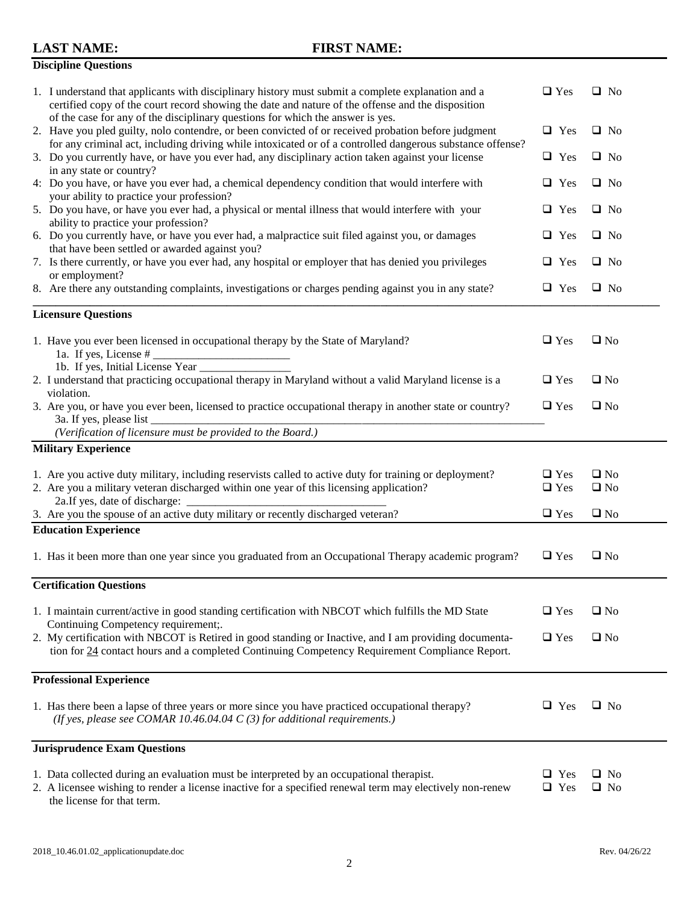**LAST NAME:** **FIRST NAME:**

**Discipline Questions**

1. I understand that applicants with disciplinary history must submit a complete explanation and a certified copy of the court record showing the date and nature of the offense and the disposition of the case for any of the disciplinary questions for which the answer is yes. ☐ Yes ☐ No
2. Have you pled guilty, nolo contendre, or been convicted of or received probation before judgment for any criminal act, including driving while intoxicated or of a controlled dangerous substance offense? ☐ Yes ☐ No
3. Do you currently have, or have you ever had, any disciplinary action taken against your license in any state or country? ☐ Yes ☐ No
4: Do you have, or have you ever had, a chemical dependency condition that would interfere with your ability to practice your profession? ☐ Yes ☐ No
5. Do you have, or have you ever had, a physical or mental illness that would interfere with your ability to practice your profession? ☐ Yes ☐ No
6. Do you currently have, or have you ever had, a malpractice suit filed against you, or damages that have been settled or awarded against you? ☐ Yes ☐ No
7. Is there currently, or have you ever had, any hospital or employer that has denied you privileges or employment? ☐ Yes ☐ No
8. Are there any outstanding complaints, investigations or charges pending against you in any state? ☐ Yes ☐ No

**Licensure Questions**

1. Have you ever been licensed in occupational therapy by the State of Maryland? ☐ Yes ☐ No
   1a. If yes, License # ________________________
   1b. If yes, Initial License Year ________________
2. I understand that practicing occupational therapy in Maryland without a valid Maryland license is a violation. ☐ Yes ☐ No
3. Are you, or have you ever been, licensed to practice occupational therapy in another state or country? ☐ Yes ☐ No
   3a. If yes, please list ________________________________________________________________
   *(Verification of licensure must be provided to the Board.)*

**Military Experience**

1. Are you active duty military, including reservists called to active duty for training or deployment? ☐ Yes ☐ No
2. Are you a military veteran discharged within one year of this licensing application? ☐ Yes ☐ No
   2a.If yes, date of discharge: ___________________________________
3. Are you the spouse of an active duty military or recently discharged veteran? ☐ Yes ☐ No

**Education Experience**

1. Has it been more than one year since you graduated from an Occupational Therapy academic program? ☐ Yes ☐ No

**Certification Questions**

1. I maintain current/active in good standing certification with NBCOT which fulfills the MD State Continuing Competency requirement;. ☐ Yes ☐ No
2. My certification with NBCOT is Retired in good standing or Inactive, and I am providing documentation for <u>24</u> contact hours and a completed Continuing Competency Requirement Compliance Report. ☐ Yes ☐ No

**Professional Experience**

1. Has there been a lapse of three years or more since you have practiced occupational therapy? ☐ Yes ☐ No
   *(If yes, please see COMAR 10.46.04.04 C (3) for additional requirements.)*

**Jurisprudence Exam Questions**

1. Data collected during an evaluation must be interpreted by an occupational therapist. ☐ Yes ☐ No
2. A licensee wishing to render a license inactive for a specified renewal term may electively non-renew the license for that term. ☐ Yes ☐ No

2018_10.46.01.02_applicationupdate.doc Rev. 04/26/22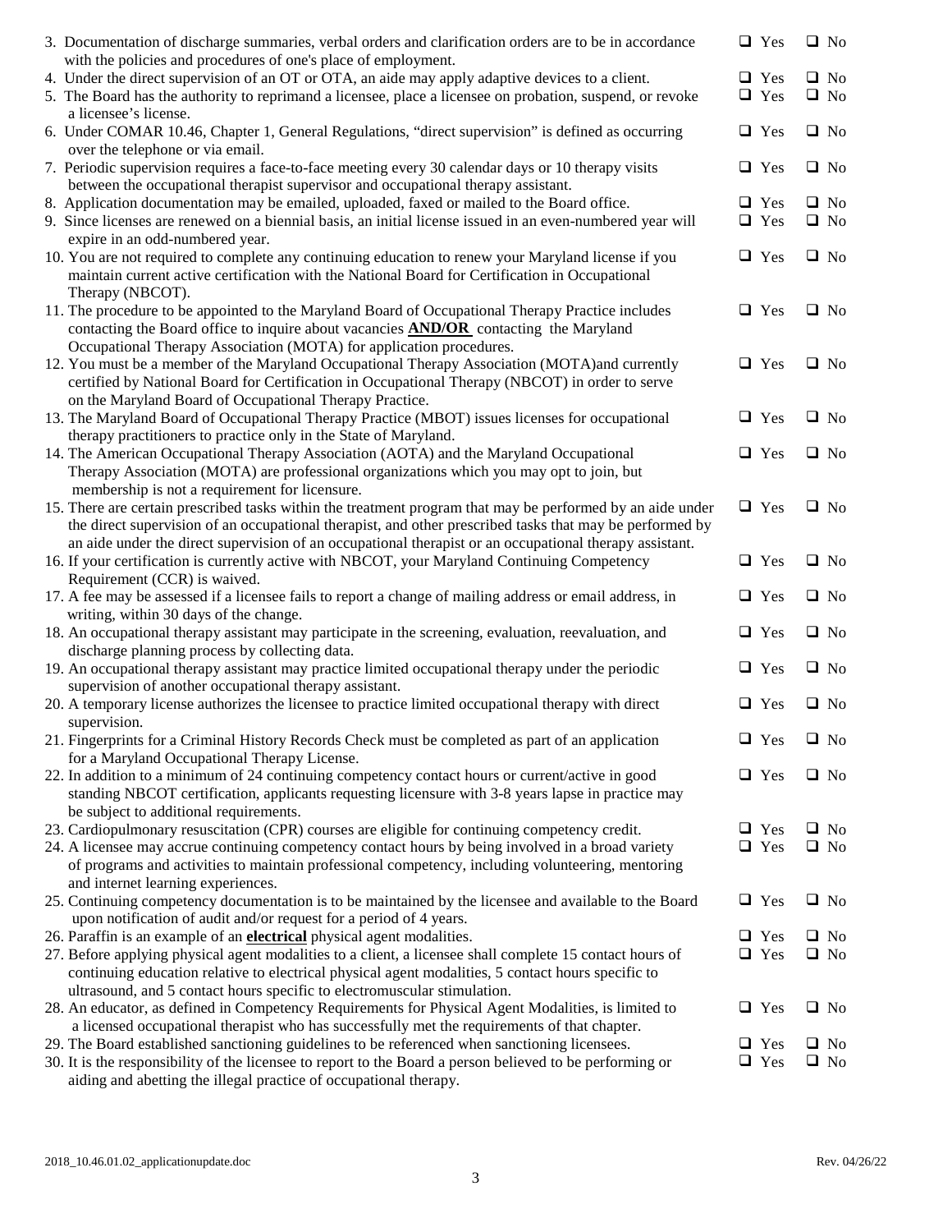3. Documentation of discharge summaries, verbal orders and clarification orders are to be in accordance with the policies and procedures of one's place of employment. ❑ Yes ❑ No
4. Under the direct supervision of an OT or OTA, an aide may apply adaptive devices to a client. ❑ Yes ❑ No
5. The Board has the authority to reprimand a licensee, place a licensee on probation, suspend, or revoke a licensee's license. ❑ Yes ❑ No
6. Under COMAR 10.46, Chapter 1, General Regulations, "direct supervision" is defined as occurring over the telephone or via email. ❑ Yes ❑ No
7. Periodic supervision requires a face-to-face meeting every 30 calendar days or 10 therapy visits between the occupational therapist supervisor and occupational therapy assistant. ❑ Yes ❑ No
8. Application documentation may be emailed, uploaded, faxed or mailed to the Board office. ❑ Yes ❑ No
9. Since licenses are renewed on a biennial basis, an initial license issued in an even-numbered year will expire in an odd-numbered year. ❑ Yes ❑ No
10. You are not required to complete any continuing education to renew your Maryland license if you maintain current active certification with the National Board for Certification in Occupational Therapy (NBCOT). ❑ Yes ❑ No
11. The procedure to be appointed to the Maryland Board of Occupational Therapy Practice includes contacting the Board office to inquire about vacancies <u>**AND/OR**</u> contacting the Maryland Occupational Therapy Association (MOTA) for application procedures. ❑ Yes ❑ No
12. You must be a member of the Maryland Occupational Therapy Association (MOTA)and currently certified by National Board for Certification in Occupational Therapy (NBCOT) in order to serve on the Maryland Board of Occupational Therapy Practice. ❑ Yes ❑ No
13. The Maryland Board of Occupational Therapy Practice (MBOT) issues licenses for occupational therapy practitioners to practice only in the State of Maryland. ❑ Yes ❑ No
14. The American Occupational Therapy Association (AOTA) and the Maryland Occupational Therapy Association (MOTA) are professional organizations which you may opt to join, but membership is not a requirement for licensure. ❑ Yes ❑ No
15. There are certain prescribed tasks within the treatment program that may be performed by an aide under the direct supervision of an occupational therapist, and other prescribed tasks that may be performed by an aide under the direct supervision of an occupational therapist or an occupational therapy assistant. ❑ Yes ❑ No
16. If your certification is currently active with NBCOT, your Maryland Continuing Competency Requirement (CCR) is waived. ❑ Yes ❑ No
17. A fee may be assessed if a licensee fails to report a change of mailing address or email address, in writing, within 30 days of the change. ❑ Yes ❑ No
18. An occupational therapy assistant may participate in the screening, evaluation, reevaluation, and discharge planning process by collecting data. ❑ Yes ❑ No
19. An occupational therapy assistant may practice limited occupational therapy under the periodic supervision of another occupational therapy assistant. ❑ Yes ❑ No
20. A temporary license authorizes the licensee to practice limited occupational therapy with direct supervision. ❑ Yes ❑ No
21. Fingerprints for a Criminal History Records Check must be completed as part of an application for a Maryland Occupational Therapy License. ❑ Yes ❑ No
22. In addition to a minimum of 24 continuing competency contact hours or current/active in good standing NBCOT certification, applicants requesting licensure with 3-8 years lapse in practice may be subject to additional requirements. ❑ Yes ❑ No
23. Cardiopulmonary resuscitation (CPR) courses are eligible for continuing competency credit. ❑ Yes ❑ No
24. A licensee may accrue continuing competency contact hours by being involved in a broad variety of programs and activities to maintain professional competency, including volunteering, mentoring and internet learning experiences. ❑ Yes ❑ No
25. Continuing competency documentation is to be maintained by the licensee and available to the Board upon notification of audit and/or request for a period of 4 years. ❑ Yes ❑ No
26. Paraffin is an example of an <u>**electrical**</u> physical agent modalities. ❑ Yes ❑ No
27. Before applying physical agent modalities to a client, a licensee shall complete 15 contact hours of continuing education relative to electrical physical agent modalities, 5 contact hours specific to ultrasound, and 5 contact hours specific to electromuscular stimulation. ❑ Yes ❑ No
28. An educator, as defined in Competency Requirements for Physical Agent Modalities, is limited to a licensed occupational therapist who has successfully met the requirements of that chapter. ❑ Yes ❑ No
29. The Board established sanctioning guidelines to be referenced when sanctioning licensees. ❑ Yes ❑ No
30. It is the responsibility of the licensee to report to the Board a person believed to be performing or aiding and abetting the illegal practice of occupational therapy. ❑ Yes ❑ No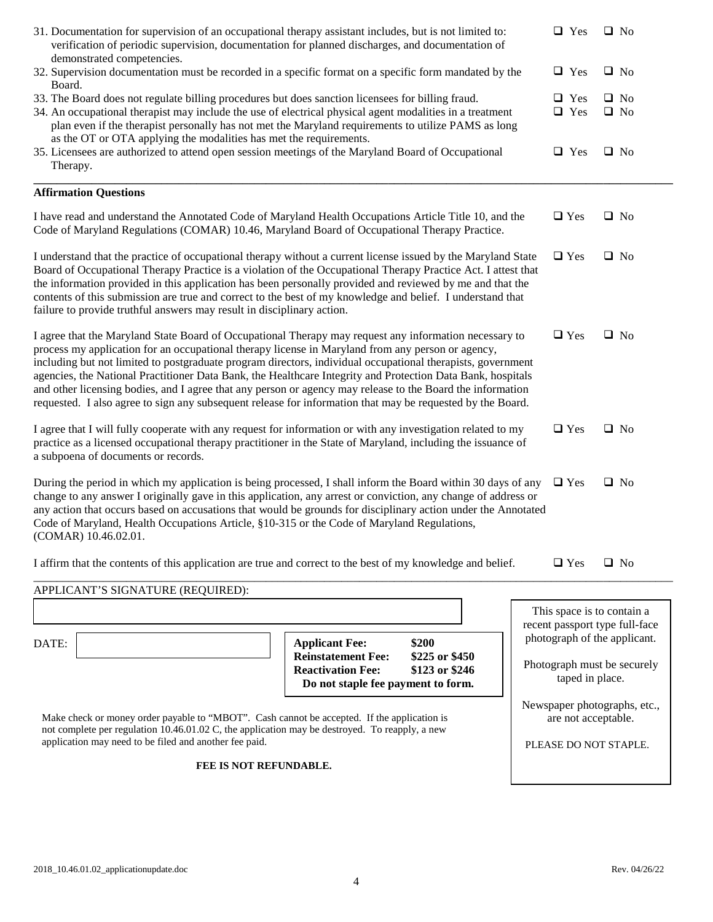31. Documentation for supervision of an occupational therapy assistant includes, but is not limited to: verification of periodic supervision, documentation for planned discharges, and documentation of demonstrated competencies. ❑ Yes ❑ No
32. Supervision documentation must be recorded in a specific format on a specific form mandated by the Board. ❑ Yes ❑ No
33. The Board does not regulate billing procedures but does sanction licensees for billing fraud. ❑ Yes ❑ No
34. An occupational therapist may include the use of electrical physical agent modalities in a treatment plan even if the therapist personally has not met the Maryland requirements to utilize PAMS as long as the OT or OTA applying the modalities has met the requirements. ❑ Yes ❑ No
35. Licensees are authorized to attend open session meetings of the Maryland Board of Occupational Therapy. ❑ Yes ❑ No

---

**Affirmation Questions**

I have read and understand the Annotated Code of Maryland Health Occupations Article Title 10, and the Code of Maryland Regulations (COMAR) 10.46, Maryland Board of Occupational Therapy Practice. ❑ Yes ❑ No

I understand that the practice of occupational therapy without a current license issued by the Maryland State Board of Occupational Therapy Practice is a violation of the Occupational Therapy Practice Act. I attest that the information provided in this application has been personally provided and reviewed by me and that the contents of this submission are true and correct to the best of my knowledge and belief. I understand that failure to provide truthful answers may result in disciplinary action. ❑ Yes ❑ No

I agree that the Maryland State Board of Occupational Therapy may request any information necessary to process my application for an occupational therapy license in Maryland from any person or agency, including but not limited to postgraduate program directors, individual occupational therapists, government agencies, the National Practitioner Data Bank, the Healthcare Integrity and Protection Data Bank, hospitals and other licensing bodies, and I agree that any person or agency may release to the Board the information requested. I also agree to sign any subsequent release for information that may be requested by the Board. ❑ Yes ❑ No

I agree that I will fully cooperate with any request for information or with any investigation related to my practice as a licensed occupational therapy practitioner in the State of Maryland, including the issuance of a subpoena of documents or records. ❑ Yes ❑ No

During the period in which my application is being processed, I shall inform the Board within 30 days of any change to any answer I originally gave in this application, any arrest or conviction, any change of address or any action that occurs based on accusations that would be grounds for disciplinary action under the Annotated Code of Maryland, Health Occupations Article, §10-315 or the Code of Maryland Regulations, (COMAR) 10.46.02.01. ❑ Yes ❑ No

I affirm that the contents of this application are true and correct to the best of my knowledge and belief. ❑ Yes ❑ No

---

APPLICANT'S SIGNATURE (REQUIRED):

DATE:

| | |
|---|---|
| **Applicant Fee:** | **$200** |
| **Reinstatement Fee:** | **$225 or $450** |
| **Reactivation Fee:** | **$123 or $246** |

**Do not staple fee payment to form.**

This space is to contain a recent passport type full-face photograph of the applicant.

Photograph must be securely taped in place.

Newspaper photographs, etc., are not acceptable.

PLEASE DO NOT STAPLE.

Make check or money order payable to "MBOT". Cash cannot be accepted. If the application is not complete per regulation 10.46.01.02 C, the application may be destroyed. To reapply, a new application may need to be filed and another fee paid.

**FEE IS NOT REFUNDABLE.**

2018_10.46.01.02_applicationupdate.doc Rev. 04/26/22